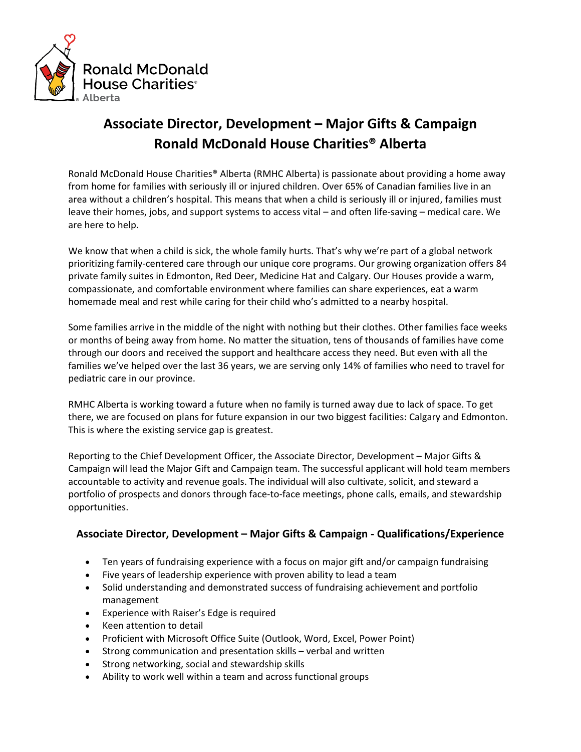Ronald McDonald House Charities® Alberta

# Associate Director, Development – Major Gifts & Campaign
# Ronald McDonald House Charities® Alberta

Ronald McDonald House Charities® Alberta (RMHC Alberta) is passionate about providing a home away from home for families with seriously ill or injured children. Over 65% of Canadian families live in an area without a children's hospital. This means that when a child is seriously ill or injured, families must leave their homes, jobs, and support systems to access vital – and often life-saving – medical care. We are here to help.

We know that when a child is sick, the whole family hurts. That's why we're part of a global network prioritizing family-centered care through our unique core programs. Our growing organization offers 84 private family suites in Edmonton, Red Deer, Medicine Hat and Calgary. Our Houses provide a warm, compassionate, and comfortable environment where families can share experiences, eat a warm homemade meal and rest while caring for their child who's admitted to a nearby hospital.

Some families arrive in the middle of the night with nothing but their clothes. Other families face weeks or months of being away from home. No matter the situation, tens of thousands of families have come through our doors and received the support and healthcare access they need. But even with all the families we've helped over the last 36 years, we are serving only 14% of families who need to travel for pediatric care in our province.

RMHC Alberta is working toward a future when no family is turned away due to lack of space. To get there, we are focused on plans for future expansion in our two biggest facilities: Calgary and Edmonton. This is where the existing service gap is greatest.

Reporting to the Chief Development Officer, the Associate Director, Development – Major Gifts & Campaign will lead the Major Gift and Campaign team. The successful applicant will hold team members accountable to activity and revenue goals. The individual will also cultivate, solicit, and steward a portfolio of prospects and donors through face-to-face meetings, phone calls, emails, and stewardship opportunities.

### Associate Director, Development – Major Gifts & Campaign - Qualifications/Experience

- Ten years of fundraising experience with a focus on major gift and/or campaign fundraising
- Five years of leadership experience with proven ability to lead a team
- Solid understanding and demonstrated success of fundraising achievement and portfolio management
- Experience with Raiser's Edge is required
- Keen attention to detail
- Proficient with Microsoft Office Suite (Outlook, Word, Excel, Power Point)
- Strong communication and presentation skills – verbal and written
- Strong networking, social and stewardship skills
- Ability to work well within a team and across functional groups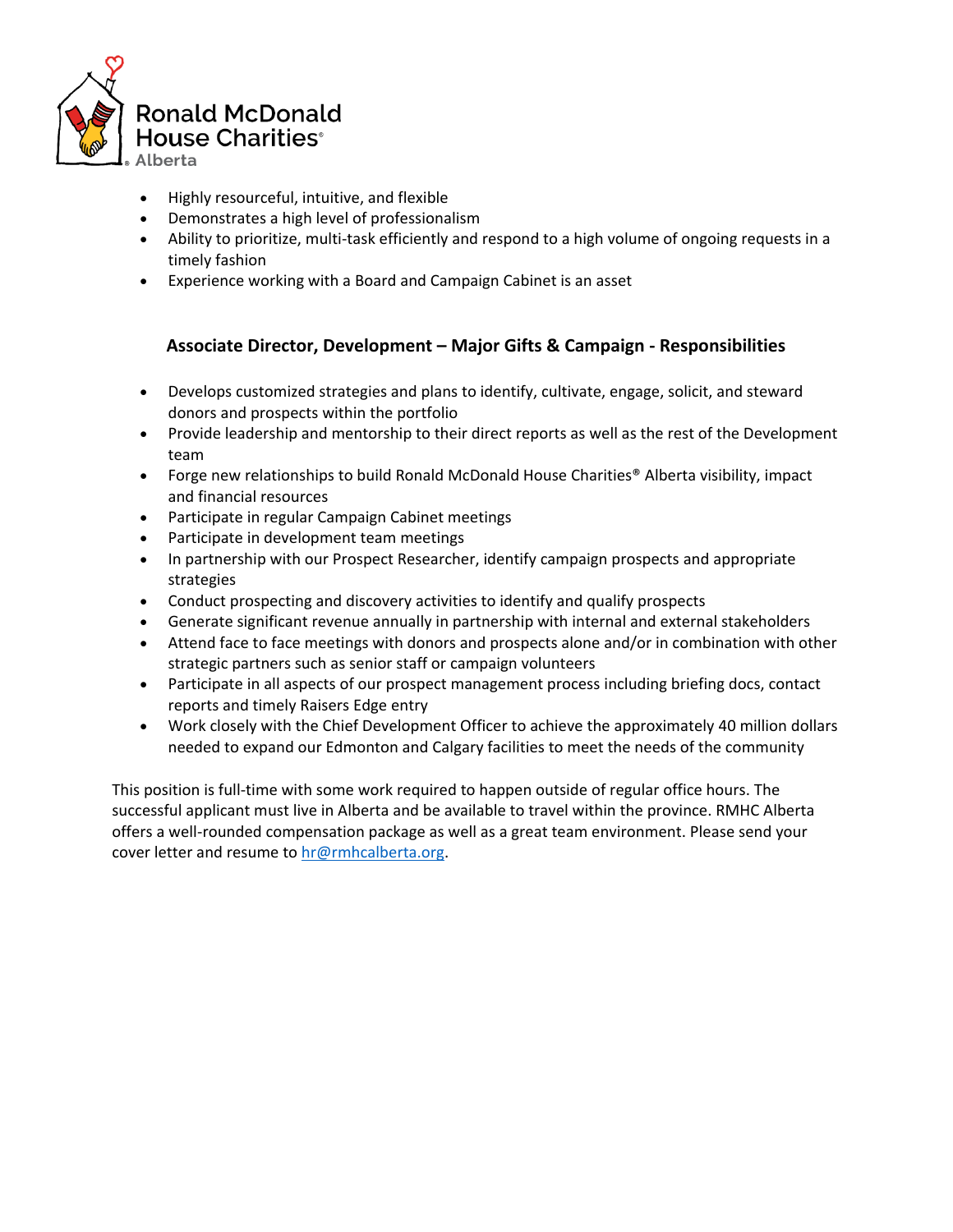- Highly resourceful, intuitive, and flexible
- Demonstrates a high level of professionalism
- Ability to prioritize, multi-task efficiently and respond to a high volume of ongoing requests in a timely fashion
- Experience working with a Board and Campaign Cabinet is an asset

## Associate Director, Development – Major Gifts & Campaign - Responsibilities

- Develops customized strategies and plans to identify, cultivate, engage, solicit, and steward donors and prospects within the portfolio
- Provide leadership and mentorship to their direct reports as well as the rest of the Development team
- Forge new relationships to build Ronald McDonald House Charities® Alberta visibility, impact and financial resources
- Participate in regular Campaign Cabinet meetings
- Participate in development team meetings
- In partnership with our Prospect Researcher, identify campaign prospects and appropriate strategies
- Conduct prospecting and discovery activities to identify and qualify prospects
- Generate significant revenue annually in partnership with internal and external stakeholders
- Attend face to face meetings with donors and prospects alone and/or in combination with other strategic partners such as senior staff or campaign volunteers
- Participate in all aspects of our prospect management process including briefing docs, contact reports and timely Raisers Edge entry
- Work closely with the Chief Development Officer to achieve the approximately 40 million dollars needed to expand our Edmonton and Calgary facilities to meet the needs of the community

This position is full-time with some work required to happen outside of regular office hours. The successful applicant must live in Alberta and be available to travel within the province. RMHC Alberta offers a well-rounded compensation package as well as a great team environment. Please send your cover letter and resume to hr@rmhcalberta.org.